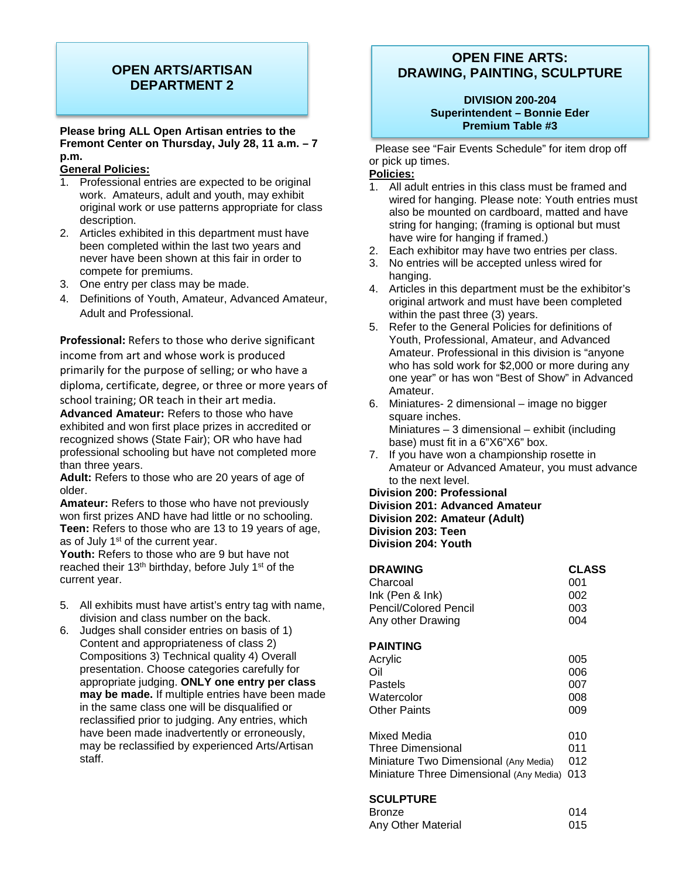## OPEN ARTS/ARTISAN DEPARTMENT 2

**Please bring ALL Open Artisan entries to the Fremont Center on Thursday, July 28, 11 a.m. – 7 p.m.**

**General Policies:**

1. Professional entries are expected to be original work. Amateurs, adult and youth, may exhibit original work or use patterns appropriate for class description.
2. Articles exhibited in this department must have been completed within the last two years and never have been shown at this fair in order to compete for premiums.
3. One entry per class may be made.
4. Definitions of Youth, Amateur, Advanced Amateur, Adult and Professional.

**Professional:** Refers to those who derive significant income from art and whose work is produced primarily for the purpose of selling; or who have a diploma, certificate, degree, or three or more years of school training; OR teach in their art media.
**Advanced Amateur:** Refers to those who have exhibited and won first place prizes in accredited or recognized shows (State Fair); OR who have had professional schooling but have not completed more than three years.
**Adult:** Refers to those who are 20 years of age of older.
**Amateur:** Refers to those who have not previously won first prizes AND have had little or no schooling.
**Teen:** Refers to those who are 13 to 19 years of age, as of July 1st of the current year.
**Youth:** Refers to those who are 9 but have not reached their 13th birthday, before July 1st of the current year.

5. All exhibits must have artist's entry tag with name, division and class number on the back.
6. Judges shall consider entries on basis of 1) Content and appropriateness of class 2) Compositions 3) Technical quality 4) Overall presentation. Choose categories carefully for appropriate judging. **ONLY one entry per class may be made.** If multiple entries have been made in the same class one will be disqualified or reclassified prior to judging. Any entries, which have been made inadvertently or erroneously, may be reclassified by experienced Arts/Artisan staff.

## OPEN FINE ARTS: DRAWING, PAINTING, SCULPTURE

**DIVISION 200-204**
**Superintendent – Bonnie Eder**
**Premium Table #3**

Please see "Fair Events Schedule" for item drop off or pick up times.

**Policies:**

1. All adult entries in this class must be framed and wired for hanging. Please note: Youth entries must also be mounted on cardboard, matted and have string for hanging; (framing is optional but must have wire for hanging if framed.)
2. Each exhibitor may have two entries per class.
3. No entries will be accepted unless wired for hanging.
4. Articles in this department must be the exhibitor's original artwork and must have been completed within the past three (3) years.
5. Refer to the General Policies for definitions of Youth, Professional, Amateur, and Advanced Amateur. Professional in this division is "anyone who has sold work for $2,000 or more during any one year" or has won "Best of Show" in Advanced Amateur.
6. Miniatures- 2 dimensional – image no bigger square inches.
   Miniatures – 3 dimensional – exhibit (including base) must fit in a 6"X6"X6" box.
7. If you have won a championship rosette in Amateur or Advanced Amateur, you must advance to the next level.

**Division 200: Professional**
**Division 201: Advanced Amateur**
**Division 202: Amateur (Adult)**
**Division 203: Teen**
**Division 204: Youth**

| **DRAWING** | **CLASS** |
|---|---|
| Charcoal | 001 |
| Ink (Pen & Ink) | 002 |
| Pencil/Colored Pencil | 003 |
| Any other Drawing | 004 |
| **PAINTING** | |
| Acrylic | 005 |
| Oil | 006 |
| Pastels | 007 |
| Watercolor | 008 |
| Other Paints | 009 |
| Mixed Media | 010 |
| Three Dimensional | 011 |
| Miniature Two Dimensional (Any Media) | 012 |
| Miniature Three Dimensional (Any Media) | 013 |
| **SCULPTURE** | |
| Bronze | 014 |
| Any Other Material | 015 |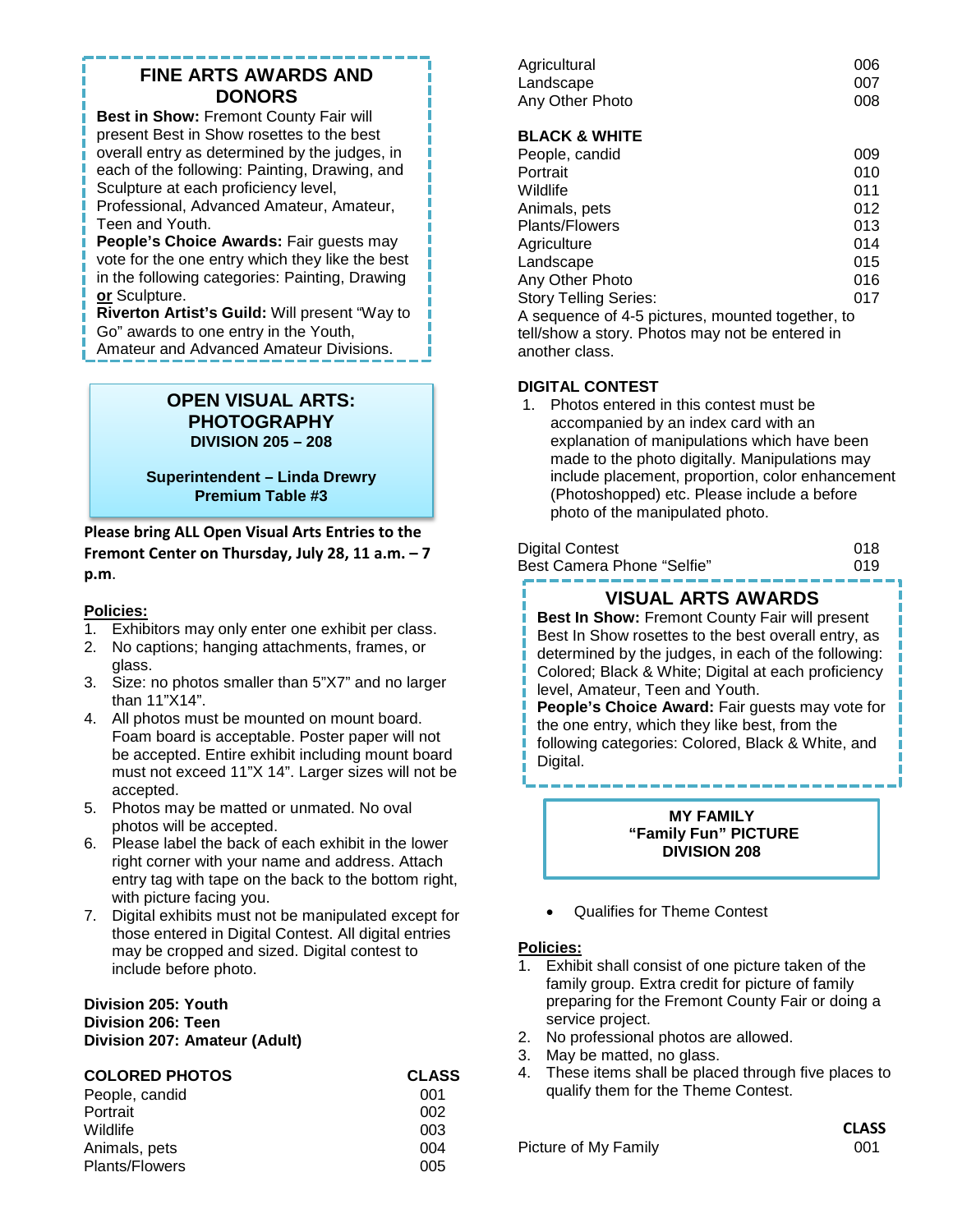## FINE ARTS AWARDS AND DONORS

**Best in Show:** Fremont County Fair will present Best in Show rosettes to the best overall entry as determined by the judges, in each of the following: Painting, Drawing, and Sculpture at each proficiency level, Professional, Advanced Amateur, Amateur, Teen and Youth.

**People's Choice Awards:** Fair guests may vote for the one entry which they like the best in the following categories: Painting, Drawing **or** Sculpture.

**Riverton Artist's Guild:** Will present "Way to Go" awards to one entry in the Youth, Amateur and Advanced Amateur Divisions.

## OPEN VISUAL ARTS: PHOTOGRAPHY
### DIVISION 205 – 208

**Superintendent – Linda Drewry**
**Premium Table #3**

**Please bring ALL Open Visual Arts Entries to the Fremont Center on Thursday, July 28, 11 a.m. – 7 p.m.**

**Policies:**

1. Exhibitors may only enter one exhibit per class.
2. No captions; hanging attachments, frames, or glass.
3. Size: no photos smaller than 5"X7" and no larger than 11"X14".
4. All photos must be mounted on mount board. Foam board is acceptable. Poster paper will not be accepted. Entire exhibit including mount board must not exceed 11"X 14". Larger sizes will not be accepted.
5. Photos may be matted or unmated. No oval photos will be accepted.
6. Please label the back of each exhibit in the lower right corner with your name and address. Attach entry tag with tape on the back to the bottom right, with picture facing you.
7. Digital exhibits must not be manipulated except for those entered in Digital Contest. All digital entries may be cropped and sized. Digital contest to include before photo.

**Division 205: Youth**
**Division 206: Teen**
**Division 207: Amateur (Adult)**

| COLORED PHOTOS | CLASS |
|---|---|
| People, candid | 001 |
| Portrait | 002 |
| Wildlife | 003 |
| Animals, pets | 004 |
| Plants/Flowers | 005 |
| Agricultural | 006 |
| Landscape | 007 |
| Any Other Photo | 008 |

| BLACK & WHITE | |
|---|---|
| People, candid | 009 |
| Portrait | 010 |
| Wildlife | 011 |
| Animals, pets | 012 |
| Plants/Flowers | 013 |
| Agriculture | 014 |
| Landscape | 015 |
| Any Other Photo | 016 |
| Story Telling Series: | 017 |

A sequence of 4-5 pictures, mounted together, to tell/show a story. Photos may not be entered in another class.

**DIGITAL CONTEST**

1. Photos entered in this contest must be accompanied by an index card with an explanation of manipulations which have been made to the photo digitally. Manipulations may include placement, proportion, color enhancement (Photoshopped) etc. Please include a before photo of the manipulated photo.

| | |
|---|---|
| Digital Contest | 018 |
| Best Camera Phone "Selfie" | 019 |

## VISUAL ARTS AWARDS

**Best In Show:** Fremont County Fair will present Best In Show rosettes to the best overall entry, as determined by the judges, in each of the following: Colored; Black & White; Digital at each proficiency level, Amateur, Teen and Youth.

**People's Choice Award:** Fair guests may vote for the one entry, which they like best, from the following categories: Colored, Black & White, and Digital.

## MY FAMILY "Family Fun" PICTURE
### DIVISION 208

- Qualifies for Theme Contest

**Policies:**

1. Exhibit shall consist of one picture taken of the family group. Extra credit for picture of family preparing for the Fremont County Fair or doing a service project.
2. No professional photos are allowed.
3. May be matted, no glass.
4. These items shall be placed through five places to qualify them for the Theme Contest.

| | CLASS |
|---|---|
| Picture of My Family | 001 |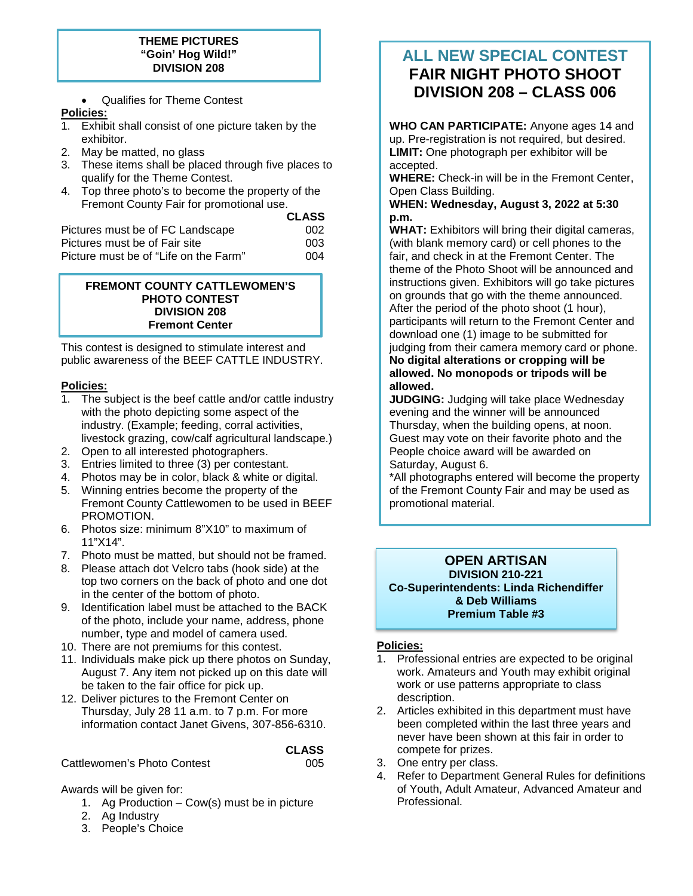### THEME PICTURES
### "Goin' Hog Wild!"
### DIVISION 208

- Qualifies for Theme Contest

**Policies:**

1. Exhibit shall consist of one picture taken by the exhibitor.
2. May be matted, no glass
3. These items shall be placed through five places to qualify for the Theme Contest.
4. Top three photo's to become the property of the Fremont County Fair for promotional use.

| | CLASS |
|---|---|
| Pictures must be of FC Landscape | 002 |
| Pictures must be of Fair site | 003 |
| Picture must be of "Life on the Farm" | 004 |

### FREMONT COUNTY CATTLEWOMEN'S PHOTO CONTEST
### DIVISION 208
### Fremont Center

This contest is designed to stimulate interest and public awareness of the BEEF CATTLE INDUSTRY.

**Policies:**

1. The subject is the beef cattle and/or cattle industry with the photo depicting some aspect of the industry. (Example; feeding, corral activities, livestock grazing, cow/calf agricultural landscape.)
2. Open to all interested photographers.
3. Entries limited to three (3) per contestant.
4. Photos may be in color, black & white or digital.
5. Winning entries become the property of the Fremont County Cattlewomen to be used in BEEF PROMOTION.
6. Photos size: minimum 8"X10" to maximum of 11"X14".
7. Photo must be matted, but should not be framed.
8. Please attach dot Velcro tabs (hook side) at the top two corners on the back of photo and one dot in the center of the bottom of photo.
9. Identification label must be attached to the BACK of the photo, include your name, address, phone number, type and model of camera used.
10. There are not premiums for this contest.
11. Individuals make pick up there photos on Sunday, August 7. Any item not picked up on this date will be taken to the fair office for pick up.
12. Deliver pictures to the Fremont Center on Thursday, July 28 11 a.m. to 7 p.m. For more information contact Janet Givens, 307-856-6310.

| | CLASS |
|---|---|
| Cattlewomen's Photo Contest | 005 |

Awards will be given for:

1. Ag Production – Cow(s) must be in picture
2. Ag Industry
3. People's Choice

## ALL NEW SPECIAL CONTEST
## FAIR NIGHT PHOTO SHOOT
## DIVISION 208 – CLASS 006

**WHO CAN PARTICIPATE:** Anyone ages 14 and up. Pre-registration is not required, but desired.
**LIMIT:** One photograph per exhibitor will be accepted.
**WHERE:** Check-in will be in the Fremont Center, Open Class Building.
**WHEN: Wednesday, August 3, 2022 at 5:30 p.m.**
**WHAT:** Exhibitors will bring their digital cameras, (with blank memory card) or cell phones to the fair, and check in at the Fremont Center. The theme of the Photo Shoot will be announced and instructions given. Exhibitors will go take pictures on grounds that go with the theme announced. After the period of the photo shoot (1 hour), participants will return to the Fremont Center and download one (1) image to be submitted for judging from their camera memory card or phone. **No digital alterations or cropping will be allowed. No monopods or tripods will be allowed.**
**JUDGING:** Judging will take place Wednesday evening and the winner will be announced Thursday, when the building opens, at noon. Guest may vote on their favorite photo and the People choice award will be awarded on Saturday, August 6.
*All photographs entered will become the property of the Fremont County Fair and may be used as promotional material.

## OPEN ARTISAN
### DIVISION 210-221
### Co-Superintendents: Linda Richendiffer & Deb Williams
### Premium Table #3

**Policies:**

1. Professional entries are expected to be original work. Amateurs and Youth may exhibit original work or use patterns appropriate to class description.
2. Articles exhibited in this department must have been completed within the last three years and never have been shown at this fair in order to compete for prizes.
3. One entry per class.
4. Refer to Department General Rules for definitions of Youth, Adult Amateur, Advanced Amateur and Professional.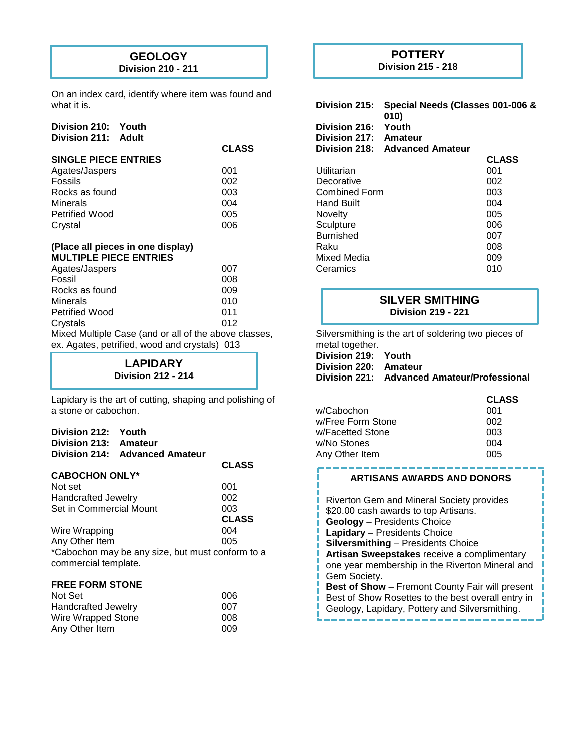## GEOLOGY
**Division 210 - 211**

On an index card, identify where item was found and what it is.

**Division 210: Youth**
**Division 211: Adult**

| | CLASS |
|---|---|
| **SINGLE PIECE ENTRIES** | |
| Agates/Jaspers | 001 |
| Fossils | 002 |
| Rocks as found | 003 |
| Minerals | 004 |
| Petrified Wood | 005 |
| Crystal | 006 |

**(Place all pieces in one display)**
**MULTIPLE PIECE ENTRIES**

| | CLASS |
|---|---|
| Agates/Jaspers | 007 |
| Fossil | 008 |
| Rocks as found | 009 |
| Minerals | 010 |
| Petrified Wood | 011 |
| Crystals | 012 |
| Mixed Multiple Case (and or all of the above classes, ex. Agates, petrified, wood and crystals) | 013 |

## LAPIDARY
**Division 212 - 214**

Lapidary is the art of cutting, shaping and polishing of a stone or cabochon.

**Division 212: Youth**
**Division 213: Amateur**
**Division 214: Advanced Amateur**

| | CLASS |
|---|---|
| **CABOCHON ONLY*** | |
| Not set | 001 |
| Handcrafted Jewelry | 002 |
| Set in Commercial Mount | 003 |
| | **CLASS** |
| Wire Wrapping | 004 |
| Any Other Item | 005 |

*Cabochon may be any size, but must conform to a commercial template.

| | CLASS |
|---|---|
| **FREE FORM STONE** | |
| Not Set | 006 |
| Handcrafted Jewelry | 007 |
| Wire Wrapped Stone | 008 |
| Any Other Item | 009 |

## POTTERY
**Division 215 - 218**

**Division 215: Special Needs (Classes 001-006 & 010)**
**Division 216: Youth**
**Division 217: Amateur**
**Division 218: Advanced Amateur**

| | CLASS |
|---|---|
| Utilitarian | 001 |
| Decorative | 002 |
| Combined Form | 003 |
| Hand Built | 004 |
| Novelty | 005 |
| Sculpture | 006 |
| Burnished | 007 |
| Raku | 008 |
| Mixed Media | 009 |
| Ceramics | 010 |

## SILVER SMITHING
**Division 219 - 221**

Silversmithing is the art of soldering two pieces of metal together.

**Division 219: Youth**
**Division 220: Amateur**
**Division 221: Advanced Amateur/Professional**

| | CLASS |
|---|---|
| w/Cabochon | 001 |
| w/Free Form Stone | 002 |
| w/Facetted Stone | 003 |
| w/No Stones | 004 |
| Any Other Item | 005 |

### ARTISANS AWARDS AND DONORS

Riverton Gem and Mineral Society provides $20.00 cash awards to top Artisans.
**Geology** – Presidents Choice
**Lapidary** – Presidents Choice
**Silversmithing** – Presidents Choice
**Artisan Sweepstakes** receive a complimentary one year membership in the Riverton Mineral and Gem Society.
**Best of Show** – Fremont County Fair will present Best of Show Rosettes to the best overall entry in Geology, Lapidary, Pottery and Silversmithing.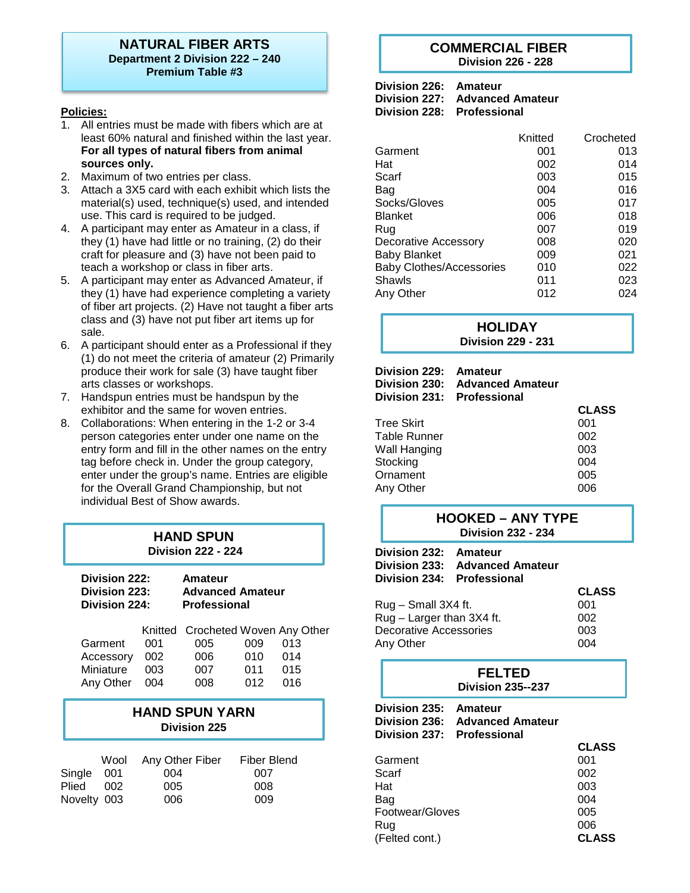## NATURAL FIBER ARTS
**Department 2 Division 222 – 240**
**Premium Table #3**

**Policies:**

1. All entries must be made with fibers which are at least 60% natural and finished within the last year. **For all types of natural fibers from animal sources only.**
2. Maximum of two entries per class.
3. Attach a 3X5 card with each exhibit which lists the material(s) used, technique(s) used, and intended use. This card is required to be judged.
4. A participant may enter as Amateur in a class, if they (1) have had little or no training, (2) do their craft for pleasure and (3) have not been paid to teach a workshop or class in fiber arts.
5. A participant may enter as Advanced Amateur, if they (1) have had experience completing a variety of fiber art projects. (2) Have not taught a fiber arts class and (3) have not put fiber art items up for sale.
6. A participant should enter as a Professional if they (1) do not meet the criteria of amateur (2) Primarily produce their work for sale (3) have taught fiber arts classes or workshops.
7. Handspun entries must be handspun by the exhibitor and the same for woven entries.
8. Collaborations: When entering in the 1-2 or 3-4 person categories enter under one name on the entry form and fill in the other names on the entry tag before check in. Under the group category, enter under the group's name. Entries are eligible for the Overall Grand Championship, but not individual Best of Show awards.

## HAND SPUN
**Division 222 - 224**

**Division 222: Amateur**
**Division 223: Advanced Amateur**
**Division 224: Professional**

| | Knitted | Crocheted | Woven | Any Other |
|---|---|---|---|---|
| Garment | 001 | 005 | 009 | 013 |
| Accessory | 002 | 006 | 010 | 014 |
| Miniature | 003 | 007 | 011 | 015 |
| Any Other | 004 | 008 | 012 | 016 |

## HAND SPUN YARN
**Division 225**

| | Wool | Any Other Fiber | Fiber Blend |
|---|---|---|---|
| Single | 001 | 004 | 007 |
| Plied | 002 | 005 | 008 |
| Novelty | 003 | 006 | 009 |

## COMMERCIAL FIBER
**Division 226 - 228**

**Division 226: Amateur**
**Division 227: Advanced Amateur**
**Division 228: Professional**

| | Knitted | Crocheted |
|---|---|---|
| Garment | 001 | 013 |
| Hat | 002 | 014 |
| Scarf | 003 | 015 |
| Bag | 004 | 016 |
| Socks/Gloves | 005 | 017 |
| Blanket | 006 | 018 |
| Rug | 007 | 019 |
| Decorative Accessory | 008 | 020 |
| Baby Blanket | 009 | 021 |
| Baby Clothes/Accessories | 010 | 022 |
| Shawls | 011 | 023 |
| Any Other | 012 | 024 |

## HOLIDAY
**Division 229 - 231**

**Division 229: Amateur**
**Division 230: Advanced Amateur**
**Division 231: Professional**

| | **CLASS** |
|---|---|
| Tree Skirt | 001 |
| Table Runner | 002 |
| Wall Hanging | 003 |
| Stocking | 004 |
| Ornament | 005 |
| Any Other | 006 |

## HOOKED – ANY TYPE
**Division 232 - 234**

**Division 232: Amateur**
**Division 233: Advanced Amateur**
**Division 234: Professional**

| | **CLASS** |
|---|---|
| Rug – Small 3X4 ft. | 001 |
| Rug – Larger than 3X4 ft. | 002 |
| Decorative Accessories | 003 |
| Any Other | 004 |

## FELTED
**Division 235--237**

**Division 235: Amateur**
**Division 236: Advanced Amateur**
**Division 237: Professional**

| | **CLASS** |
|---|---|
| Garment | 001 |
| Scarf | 002 |
| Hat | 003 |
| Bag | 004 |
| Footwear/Gloves | 005 |
| Rug | 006 |
| (Felted cont.) | **CLASS** |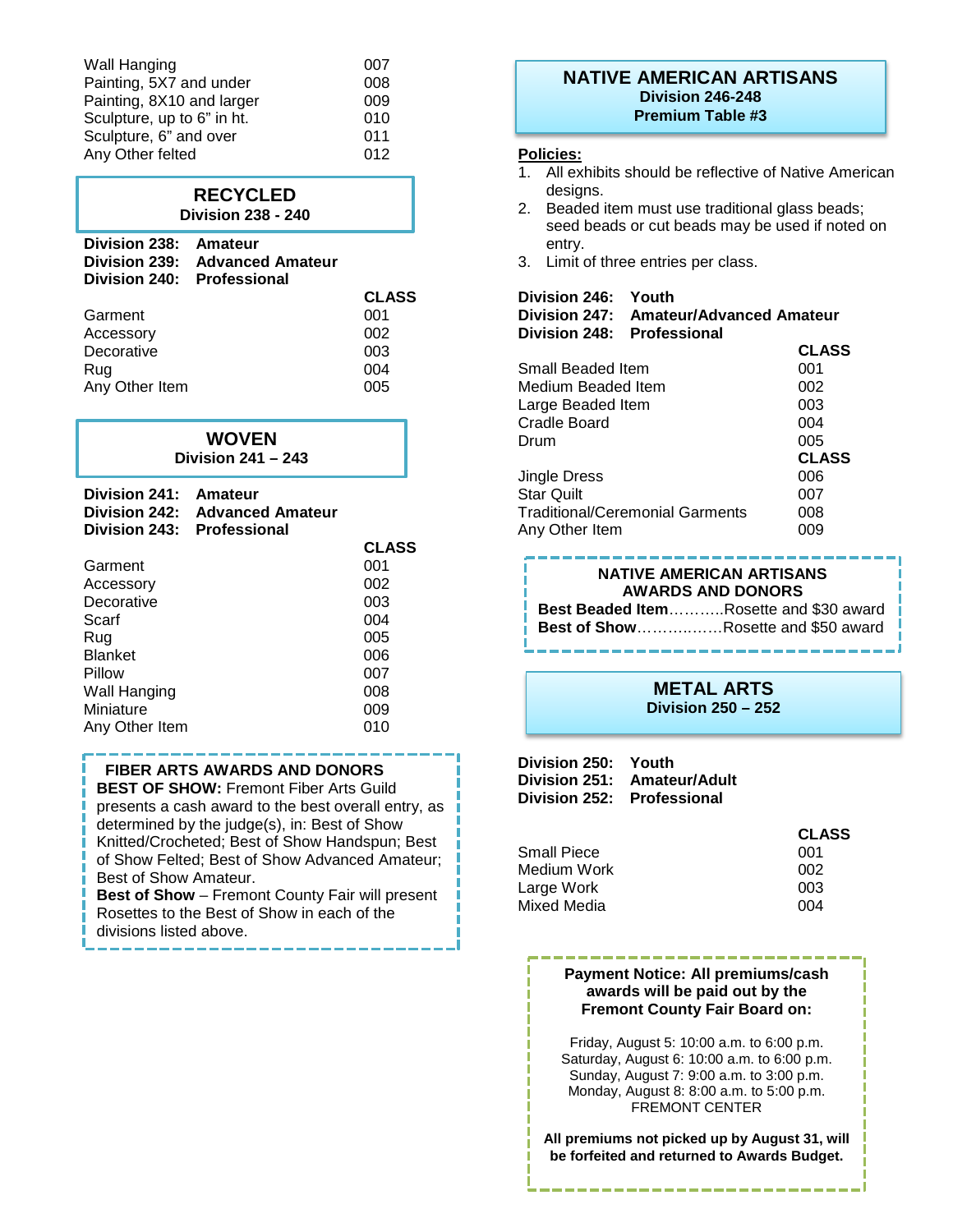| | |
|---|---|
| Wall Hanging | 007 |
| Painting, 5X7 and under | 008 |
| Painting, 8X10 and larger | 009 |
| Sculpture, up to 6" in ht. | 010 |
| Sculpture, 6" and over | 011 |
| Any Other felted | 012 |

## RECYCLED
**Division 238 - 240**

**Division 238: Amateur**
**Division 239: Advanced Amateur**
**Division 240: Professional**

| | CLASS |
|---|---|
| Garment | 001 |
| Accessory | 002 |
| Decorative | 003 |
| Rug | 004 |
| Any Other Item | 005 |

## WOVEN
**Division 241 – 243**

**Division 241: Amateur**
**Division 242: Advanced Amateur**
**Division 243: Professional**

| | CLASS |
|---|---|
| Garment | 001 |
| Accessory | 002 |
| Decorative | 003 |
| Scarf | 004 |
| Rug | 005 |
| Blanket | 006 |
| Pillow | 007 |
| Wall Hanging | 008 |
| Miniature | 009 |
| Any Other Item | 010 |

**FIBER ARTS AWARDS AND DONORS**

**BEST OF SHOW:** Fremont Fiber Arts Guild presents a cash award to the best overall entry, as determined by the judge(s), in: Best of Show Knitted/Crocheted; Best of Show Handspun; Best of Show Felted; Best of Show Advanced Amateur; Best of Show Amateur.

**Best of Show** – Fremont County Fair will present Rosettes to the Best of Show in each of the divisions listed above.

## NATIVE AMERICAN ARTISANS
**Division 246-248**
**Premium Table #3**

**Policies:**

1. All exhibits should be reflective of Native American designs.
2. Beaded item must use traditional glass beads; seed beads or cut beads may be used if noted on entry.
3. Limit of three entries per class.

**Division 246: Youth**
**Division 247: Amateur/Advanced Amateur**
**Division 248: Professional**

| | CLASS |
|---|---|
| Small Beaded Item | 001 |
| Medium Beaded Item | 002 |
| Large Beaded Item | 003 |
| Cradle Board | 004 |
| Drum | 005 |
| | **CLASS** |
| Jingle Dress | 006 |
| Star Quilt | 007 |
| Traditional/Ceremonial Garments | 008 |
| Any Other Item | 009 |

**NATIVE AMERICAN ARTISANS AWARDS AND DONORS**

**Best Beaded Item**...........Rosette and $30 award
**Best of Show**.................Rosette and $50 award

## METAL ARTS
**Division 250 – 252**

**Division 250: Youth**
**Division 251: Amateur/Adult**
**Division 252: Professional**

| | CLASS |
|---|---|
| Small Piece | 001 |
| Medium Work | 002 |
| Large Work | 003 |
| Mixed Media | 004 |

**Payment Notice: All premiums/cash awards will be paid out by the Fremont County Fair Board on:**

Friday, August 5: 10:00 a.m. to 6:00 p.m.
Saturday, August 6: 10:00 a.m. to 6:00 p.m.
Sunday, August 7: 9:00 a.m. to 3:00 p.m.
Monday, August 8: 8:00 a.m. to 5:00 p.m.
FREMONT CENTER

**All premiums not picked up by August 31, will be forfeited and returned to Awards Budget.**